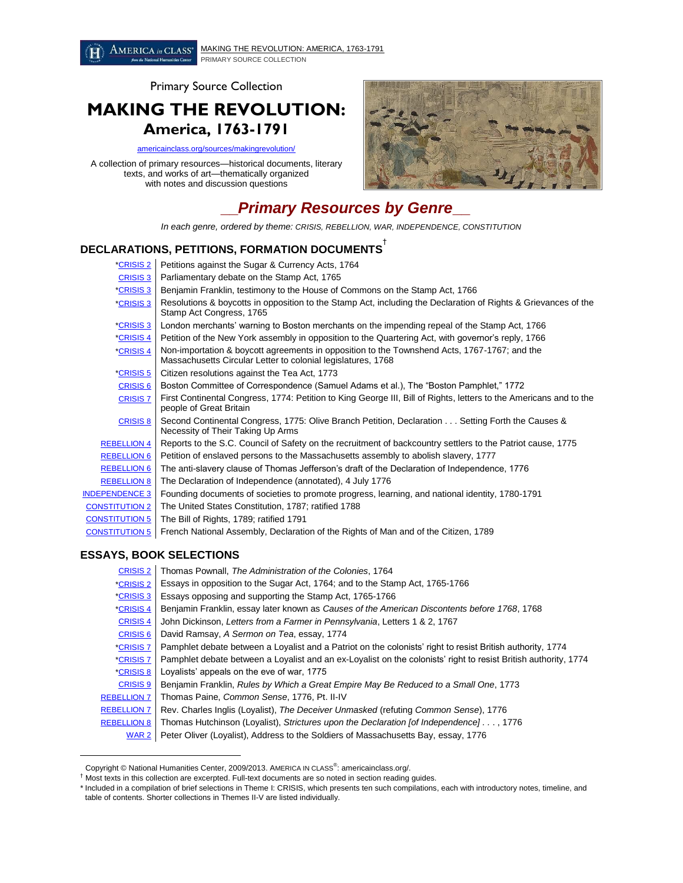Primary Source Collection

# MAKING THE REVOLUTION: America, 1763-1791

americainclass.org/sources/makingrevolution/

A collection of primary resources—historical documents, literary texts, and works of art—thematically organized with notes and discussion questions

## __Primary Resources by Genre__

*In each genre, ordered by theme: CRISIS, REBELLION, WAR, INDEPENDENCE, CONSTITUTION*

### DECLARATIONS, PETITIONS, FORMATION DOCUMENTS[†]

| | |
|---|---|
| *CRISIS 2 | Petitions against the Sugar & Currency Acts, 1764 |
| CRISIS 3 | Parliamentary debate on the Stamp Act, 1765 |
| *CRISIS 3 | Benjamin Franklin, testimony to the House of Commons on the Stamp Act, 1766 |
| *CRISIS 3 | Resolutions & boycotts in opposition to the Stamp Act, including the Declaration of Rights & Grievances of the Stamp Act Congress, 1765 |
| *CRISIS 3 | London merchants' warning to Boston merchants on the impending repeal of the Stamp Act, 1766 |
| *CRISIS 4 | Petition of the New York assembly in opposition to the Quartering Act, with governor's reply, 1766 |
| *CRISIS 4 | Non-importation & boycott agreements in opposition to the Townshend Acts, 1767-1767; and the Massachusetts Circular Letter to colonial legislatures, 1768 |
| *CRISIS 5 | Citizen resolutions against the Tea Act, 1773 |
| CRISIS 6 | Boston Committee of Correspondence (Samuel Adams et al.), The "Boston Pamphlet," 1772 |
| CRISIS 7 | First Continental Congress, 1774: Petition to King George III, Bill of Rights, letters to the Americans and to the people of Great Britain |
| CRISIS 8 | Second Continental Congress, 1775: Olive Branch Petition, Declaration . . . Setting Forth the Causes & Necessity of Their Taking Up Arms |
| REBELLION 4 | Reports to the S.C. Council of Safety on the recruitment of backcountry settlers to the Patriot cause, 1775 |
| REBELLION 6 | Petition of enslaved persons to the Massachusetts assembly to abolish slavery, 1777 |
| REBELLION 6 | The anti-slavery clause of Thomas Jefferson's draft of the Declaration of Independence, 1776 |
| REBELLION 8 | The Declaration of Independence (annotated), 4 July 1776 |
| INDEPENDENCE 3 | Founding documents of societies to promote progress, learning, and national identity, 1780-1791 |
| CONSTITUTION 2 | The United States Constitution, 1787; ratified 1788 |
| CONSTITUTION 5 | The Bill of Rights, 1789; ratified 1791 |
| CONSTITUTION 5 | French National Assembly, Declaration of the Rights of Man and of the Citizen, 1789 |

### ESSAYS, BOOK SELECTIONS

| | |
|---|---|
| CRISIS 2 | Thomas Pownall, *The Administration of the Colonies*, 1764 |
| *CRISIS 2 | Essays in opposition to the Sugar Act, 1764; and to the Stamp Act, 1765-1766 |
| *CRISIS 3 | Essays opposing and supporting the Stamp Act, 1765-1766 |
| *CRISIS 4 | Benjamin Franklin, essay later known as *Causes of the American Discontents before 1768*, 1768 |
| CRISIS 4 | John Dickinson, *Letters from a Farmer in Pennsylvania*, Letters 1 & 2, 1767 |
| CRISIS 6 | David Ramsay, *A Sermon on Tea*, essay, 1774 |
| *CRISIS 7 | Pamphlet debate between a Loyalist and a Patriot on the colonists' right to resist British authority, 1774 |
| *CRISIS 7 | Pamphlet debate between a Loyalist and an ex-Loyalist on the colonists' right to resist British authority, 1774 |
| *CRISIS 8 | Loyalists' appeals on the eve of war, 1775 |
| CRISIS 9 | Benjamin Franklin, *Rules by Which a Great Empire May Be Reduced to a Small One*, 1773 |
| REBELLION 7 | Thomas Paine, *Common Sense*, 1776, Pt. II-IV |
| REBELLION 7 | Rev. Charles Inglis (Loyalist), *The Deceiver Unmasked* (refuting *Common Sense*), 1776 |
| REBELLION 8 | Thomas Hutchinson (Loyalist), *Strictures upon the Declaration [of Independence]* . . . , 1776 |
| WAR 2 | Peter Oliver (Loyalist), Address to the Soldiers of Massachusetts Bay, essay, 1776 |

---

Copyright © National Humanities Center, 2009/2013. AMERICA IN CLASS®: americainclass.org/.

† Most texts in this collection are excerpted. Full-text documents are so noted in section reading guides.

\* Included in a compilation of brief selections in Theme I: CRISIS, which presents ten such compilations, each with introductory notes, timeline, and table of contents. Shorter collections in Themes II-V are listed individually.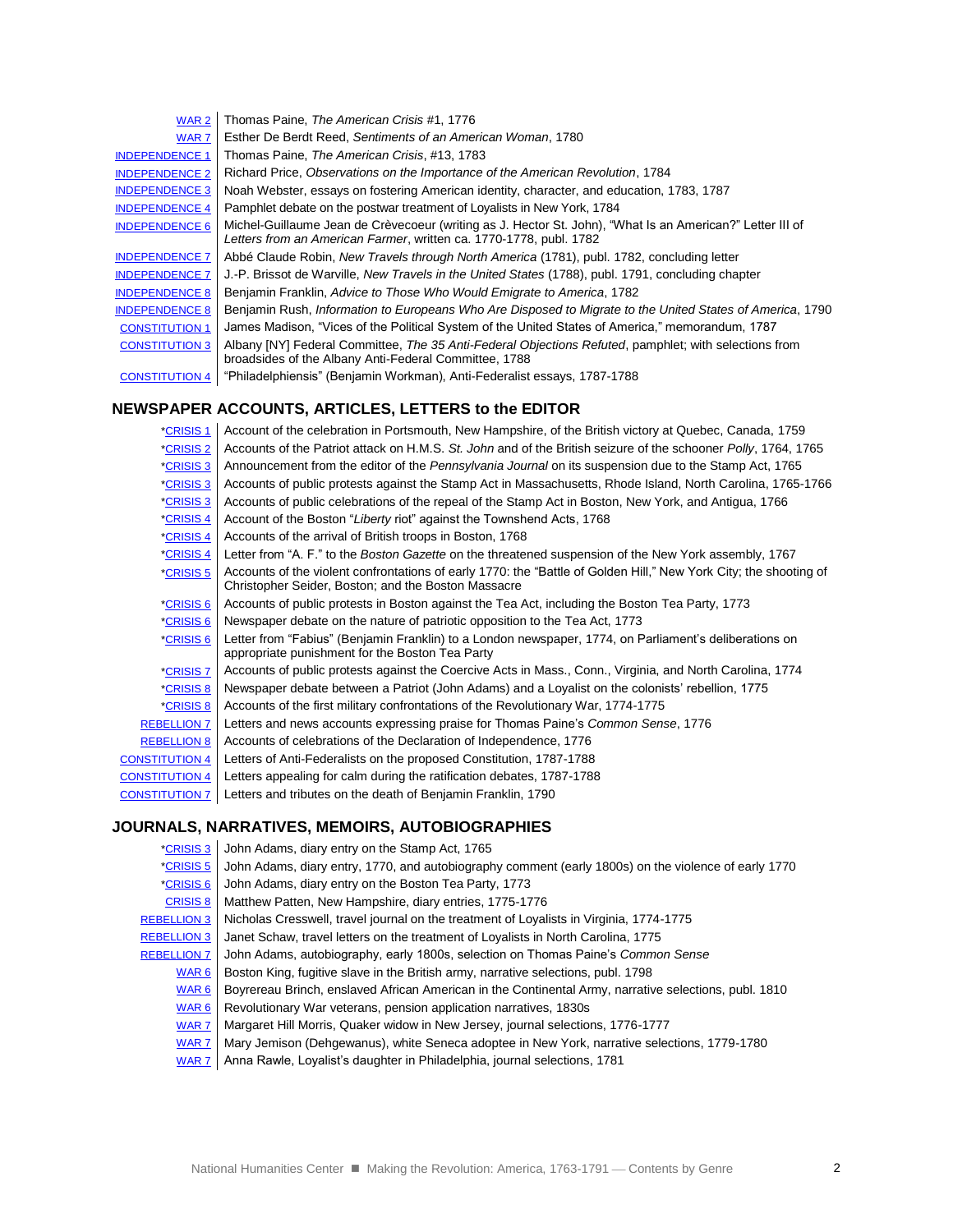| | |
|---|---|
| WAR 2 | Thomas Paine, *The American Crisis* #1, 1776 |
| WAR 7 | Esther De Berdt Reed, *Sentiments of an American Woman*, 1780 |
| INDEPENDENCE 1 | Thomas Paine, *The American Crisis*, #13, 1783 |
| INDEPENDENCE 2 | Richard Price, *Observations on the Importance of the American Revolution*, 1784 |
| INDEPENDENCE 3 | Noah Webster, essays on fostering American identity, character, and education, 1783, 1787 |
| INDEPENDENCE 4 | Pamphlet debate on the postwar treatment of Loyalists in New York, 1784 |
| INDEPENDENCE 6 | Michel-Guillaume Jean de Crèvecoeur (writing as J. Hector St. John), "What Is an American?" Letter III of *Letters from an American Farmer*, written ca. 1770-1778, publ. 1782 |
| INDEPENDENCE 7 | Abbé Claude Robin, *New Travels through North America* (1781), publ. 1782, concluding letter |
| INDEPENDENCE 7 | J.-P. Brissot de Warville, *New Travels in the United States* (1788), publ. 1791, concluding chapter |
| INDEPENDENCE 8 | Benjamin Franklin, *Advice to Those Who Would Emigrate to America*, 1782 |
| INDEPENDENCE 8 | Benjamin Rush, *Information to Europeans Who Are Disposed to Migrate to the United States of America*, 1790 |
| CONSTITUTION 1 | James Madison, "Vices of the Political System of the United States of America," memorandum, 1787 |
| CONSTITUTION 3 | Albany [NY] Federal Committee, *The 35 Anti-Federal Objections Refuted*, pamphlet; with selections from broadsides of the Albany Anti-Federal Committee, 1788 |
| CONSTITUTION 4 | "Philadelphiensis" (Benjamin Workman), Anti-Federalist essays, 1787-1788 |

## NEWSPAPER ACCOUNTS, ARTICLES, LETTERS to the EDITOR

| | |
|---|---|
| *CRISIS 1 | Account of the celebration in Portsmouth, New Hampshire, of the British victory at Quebec, Canada, 1759 |
| *CRISIS 2 | Accounts of the Patriot attack on H.M.S. *St. John* and of the British seizure of the schooner *Polly*, 1764, 1765 |
| *CRISIS 3 | Announcement from the editor of the *Pennsylvania Journal* on its suspension due to the Stamp Act, 1765 |
| *CRISIS 3 | Accounts of public protests against the Stamp Act in Massachusetts, Rhode Island, North Carolina, 1765-1766 |
| *CRISIS 3 | Accounts of public celebrations of the repeal of the Stamp Act in Boston, New York, and Antigua, 1766 |
| *CRISIS 4 | Account of the Boston "*Liberty* riot" against the Townshend Acts, 1768 |
| *CRISIS 4 | Accounts of the arrival of British troops in Boston, 1768 |
| *CRISIS 4 | Letter from "A. F." to the *Boston Gazette* on the threatened suspension of the New York assembly, 1767 |
| *CRISIS 5 | Accounts of the violent confrontations of early 1770: the "Battle of Golden Hill," New York City; the shooting of Christopher Seider, Boston; and the Boston Massacre |
| *CRISIS 6 | Accounts of public protests in Boston against the Tea Act, including the Boston Tea Party, 1773 |
| *CRISIS 6 | Newspaper debate on the nature of patriotic opposition to the Tea Act, 1773 |
| *CRISIS 6 | Letter from "Fabius" (Benjamin Franklin) to a London newspaper, 1774, on Parliament's deliberations on appropriate punishment for the Boston Tea Party |
| *CRISIS 7 | Accounts of public protests against the Coercive Acts in Mass., Conn., Virginia, and North Carolina, 1774 |
| *CRISIS 8 | Newspaper debate between a Patriot (John Adams) and a Loyalist on the colonists' rebellion, 1775 |
| *CRISIS 8 | Accounts of the first military confrontations of the Revolutionary War, 1774-1775 |
| REBELLION 7 | Letters and news accounts expressing praise for Thomas Paine's *Common Sense*, 1776 |
| REBELLION 8 | Accounts of celebrations of the Declaration of Independence, 1776 |
| CONSTITUTION 4 | Letters of Anti-Federalists on the proposed Constitution, 1787-1788 |
| CONSTITUTION 4 | Letters appealing for calm during the ratification debates, 1787-1788 |
| CONSTITUTION 7 | Letters and tributes on the death of Benjamin Franklin, 1790 |

## JOURNALS, NARRATIVES, MEMOIRS, AUTOBIOGRAPHIES

| | |
|---|---|
| *CRISIS 3 | John Adams, diary entry on the Stamp Act, 1765 |
| *CRISIS 5 | John Adams, diary entry, 1770, and autobiography comment (early 1800s) on the violence of early 1770 |
| *CRISIS 6 | John Adams, diary entry on the Boston Tea Party, 1773 |
| CRISIS 8 | Matthew Patten, New Hampshire, diary entries, 1775-1776 |
| REBELLION 3 | Nicholas Cresswell, travel journal on the treatment of Loyalists in Virginia, 1774-1775 |
| REBELLION 3 | Janet Schaw, travel letters on the treatment of Loyalists in North Carolina, 1775 |
| REBELLION 7 | John Adams, autobiography, early 1800s, selection on Thomas Paine's *Common Sense* |
| WAR 6 | Boston King, fugitive slave in the British army, narrative selections, publ. 1798 |
| WAR 6 | Boyrereau Brinch, enslaved African American in the Continental Army, narrative selections, publ. 1810 |
| WAR 6 | Revolutionary War veterans, pension application narratives, 1830s |
| WAR 7 | Margaret Hill Morris, Quaker widow in New Jersey, journal selections, 1776-1777 |
| WAR 7 | Mary Jemison (Dehgewanus), white Seneca adoptee in New York, narrative selections, 1779-1780 |
| WAR 7 | Anna Rawle, Loyalist's daughter in Philadelphia, journal selections, 1781 |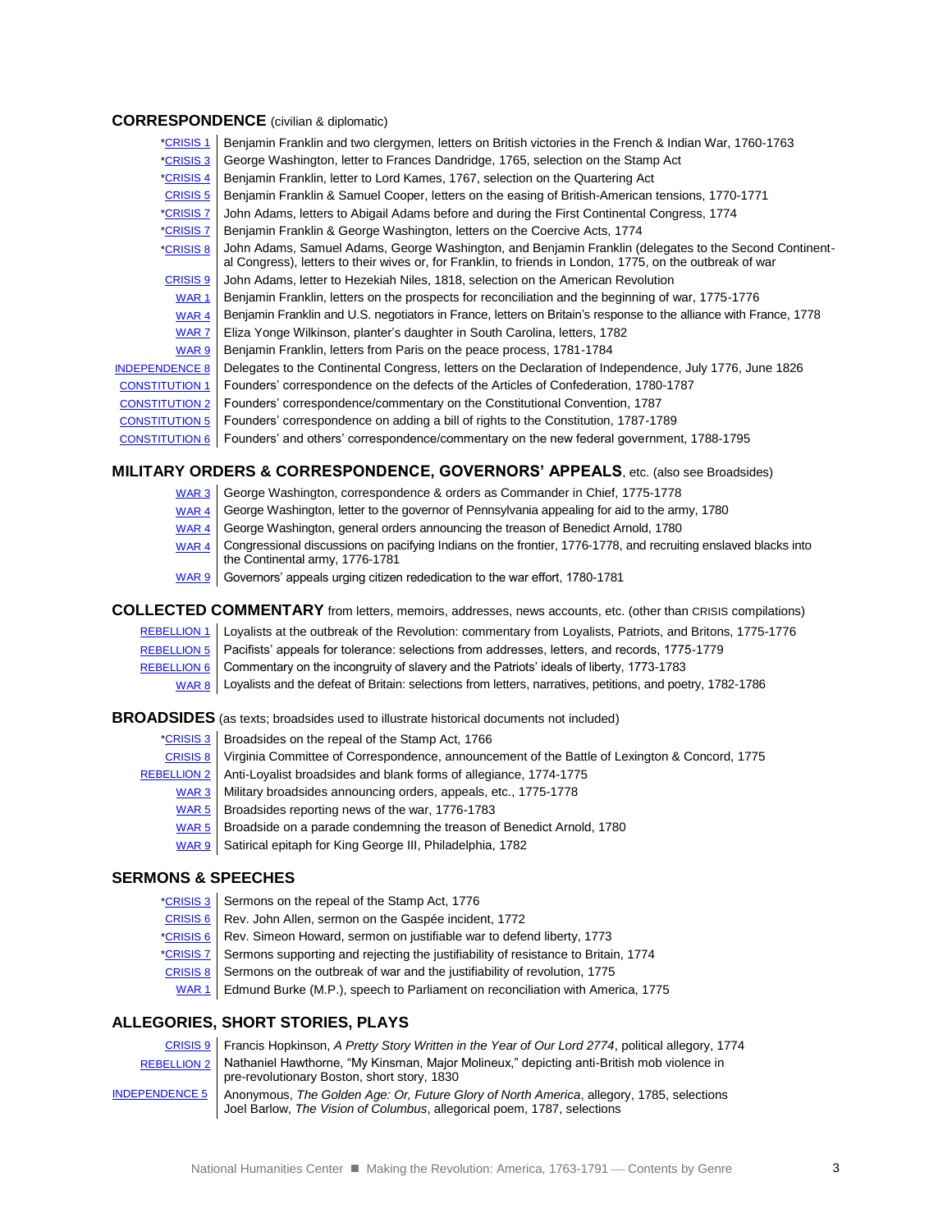## CORRESPONDENCE (civilian & diplomatic)

| | |
|---|---|
| *CRISIS 1 | Benjamin Franklin and two clergymen, letters on British victories in the French & Indian War, 1760-1763 |
| *CRISIS 3 | George Washington, letter to Frances Dandridge, 1765, selection on the Stamp Act |
| *CRISIS 4 | Benjamin Franklin, letter to Lord Kames, 1767, selection on the Quartering Act |
| CRISIS 5 | Benjamin Franklin & Samuel Cooper, letters on the easing of British-American tensions, 1770-1771 |
| *CRISIS 7 | John Adams, letters to Abigail Adams before and during the First Continental Congress, 1774 |
| *CRISIS 7 | Benjamin Franklin & George Washington, letters on the Coercive Acts, 1774 |
| *CRISIS 8 | John Adams, Samuel Adams, George Washington, and Benjamin Franklin (delegates to the Second Continental Congress), letters to their wives or, for Franklin, to friends in London, 1775, on the outbreak of war |
| CRISIS 9 | John Adams, letter to Hezekiah Niles, 1818, selection on the American Revolution |
| WAR 1 | Benjamin Franklin, letters on the prospects for reconciliation and the beginning of war, 1775-1776 |
| WAR 4 | Benjamin Franklin and U.S. negotiators in France, letters on Britain's response to the alliance with France, 1778 |
| WAR 7 | Eliza Yonge Wilkinson, planter's daughter in South Carolina, letters, 1782 |
| WAR 9 | Benjamin Franklin, letters from Paris on the peace process, 1781-1784 |
| INDEPENDENCE 8 | Delegates to the Continental Congress, letters on the Declaration of Independence, July 1776, June 1826 |
| CONSTITUTION 1 | Founders' correspondence on the defects of the Articles of Confederation, 1780-1787 |
| CONSTITUTION 2 | Founders' correspondence/commentary on the Constitutional Convention, 1787 |
| CONSTITUTION 5 | Founders' correspondence on adding a bill of rights to the Constitution, 1787-1789 |
| CONSTITUTION 6 | Founders' and others' correspondence/commentary on the new federal government, 1788-1795 |

## MILITARY ORDERS & CORRESPONDENCE, GOVERNORS' APPEALS, etc. (also see Broadsides)

| | |
|---|---|
| WAR 3 | George Washington, correspondence & orders as Commander in Chief, 1775-1778 |
| WAR 4 | George Washington, letter to the governor of Pennsylvania appealing for aid to the army, 1780 |
| WAR 4 | George Washington, general orders announcing the treason of Benedict Arnold, 1780 |
| WAR 4 | Congressional discussions on pacifying Indians on the frontier, 1776-1778, and recruiting enslaved blacks into the Continental army, 1776-1781 |
| WAR 9 | Governors' appeals urging citizen rededication to the war effort, 1780-1781 |

## COLLECTED COMMENTARY from letters, memoirs, addresses, news accounts, etc. (other than CRISIS compilations)

| | |
|---|---|
| REBELLION 1 | Loyalists at the outbreak of the Revolution: commentary from Loyalists, Patriots, and Britons, 1775-1776 |
| REBELLION 5 | Pacifists' appeals for tolerance: selections from addresses, letters, and records, 1775-1779 |
| REBELLION 6 | Commentary on the incongruity of slavery and the Patriots' ideals of liberty, 1773-1783 |
| WAR 8 | Loyalists and the defeat of Britain: selections from letters, narratives, petitions, and poetry, 1782-1786 |

## BROADSIDES (as texts; broadsides used to illustrate historical documents not included)

| | |
|---|---|
| *CRISIS 3 | Broadsides on the repeal of the Stamp Act, 1766 |
| CRISIS 8 | Virginia Committee of Correspondence, announcement of the Battle of Lexington & Concord, 1775 |
| REBELLION 2 | Anti-Loyalist broadsides and blank forms of allegiance, 1774-1775 |
| WAR 3 | Military broadsides announcing orders, appeals, etc., 1775-1778 |
| WAR 5 | Broadsides reporting news of the war, 1776-1783 |
| WAR 5 | Broadside on a parade condemning the treason of Benedict Arnold, 1780 |
| WAR 9 | Satirical epitaph for King George III, Philadelphia, 1782 |

## SERMONS & SPEECHES

| | |
|---|---|
| *CRISIS 3 | Sermons on the repeal of the Stamp Act, 1776 |
| CRISIS 6 | Rev. John Allen, sermon on the Gaspée incident, 1772 |
| *CRISIS 6 | Rev. Simeon Howard, sermon on justifiable war to defend liberty, 1773 |
| *CRISIS 7 | Sermons supporting and rejecting the justifiability of resistance to Britain, 1774 |
| CRISIS 8 | Sermons on the outbreak of war and the justifiability of revolution, 1775 |
| WAR 1 | Edmund Burke (M.P.), speech to Parliament on reconciliation with America, 1775 |

## ALLEGORIES, SHORT STORIES, PLAYS

| | |
|---|---|
| CRISIS 9 | Francis Hopkinson, *A Pretty Story Written in the Year of Our Lord 2774*, political allegory, 1774 |
| REBELLION 2 | Nathaniel Hawthorne, "My Kinsman, Major Molineux," depicting anti-British mob violence in pre-revolutionary Boston, short story, 1830 |
| INDEPENDENCE 5 | Anonymous, *The Golden Age: Or, Future Glory of North America*, allegory, 1785, selections<br>Joel Barlow, *The Vision of Columbus*, allegorical poem, 1787, selections |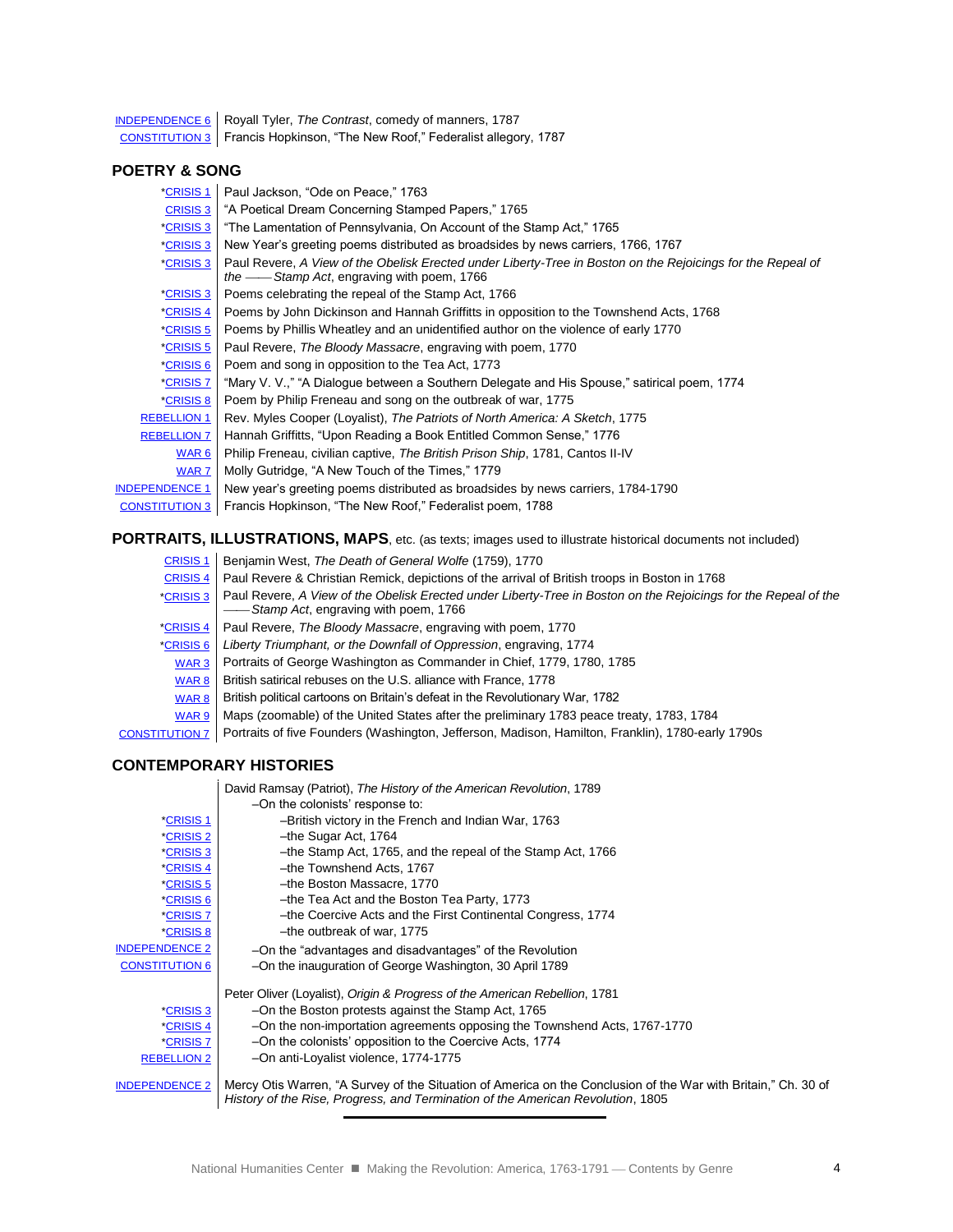| | |
|---|---|
| INDEPENDENCE 6 | Royall Tyler, *The Contrast*, comedy of manners, 1787 |
| CONSTITUTION 3 | Francis Hopkinson, "The New Roof," Federalist allegory, 1787 |

## POETRY & SONG

| | |
|---|---|
| *CRISIS 1 | Paul Jackson, "Ode on Peace," 1763 |
| CRISIS 3 | "A Poetical Dream Concerning Stamped Papers," 1765 |
| *CRISIS 3 | "The Lamentation of Pennsylvania, On Account of the Stamp Act," 1765 |
| *CRISIS 3 | New Year's greeting poems distributed as broadsides by news carriers, 1766, 1767 |
| *CRISIS 3 | Paul Revere, *A View of the Obelisk Erected under Liberty-Tree in Boston on the Rejoicings for the Repeal of the —— Stamp Act*, engraving with poem, 1766 |
| *CRISIS 3 | Poems celebrating the repeal of the Stamp Act, 1766 |
| *CRISIS 4 | Poems by John Dickinson and Hannah Griffitts in opposition to the Townshend Acts, 1768 |
| *CRISIS 5 | Poems by Phillis Wheatley and an unidentified author on the violence of early 1770 |
| *CRISIS 5 | Paul Revere, *The Bloody Massacre*, engraving with poem, 1770 |
| *CRISIS 6 | Poem and song in opposition to the Tea Act, 1773 |
| *CRISIS 7 | "Mary V. V.," "A Dialogue between a Southern Delegate and His Spouse," satirical poem, 1774 |
| *CRISIS 8 | Poem by Philip Freneau and song on the outbreak of war, 1775 |
| REBELLION 1 | Rev. Myles Cooper (Loyalist), *The Patriots of North America: A Sketch*, 1775 |
| REBELLION 7 | Hannah Griffitts, "Upon Reading a Book Entitled Common Sense," 1776 |
| WAR 6 | Philip Freneau, civilian captive, *The British Prison Ship*, 1781, Cantos II-IV |
| WAR 7 | Molly Gutridge, "A New Touch of the Times," 1779 |
| INDEPENDENCE 1 | New year's greeting poems distributed as broadsides by news carriers, 1784-1790 |
| CONSTITUTION 3 | Francis Hopkinson, "The New Roof," Federalist poem, 1788 |

## PORTRAITS, ILLUSTRATIONS, MAPS, etc. (as texts; images used to illustrate historical documents not included)

| | |
|---|---|
| CRISIS 1 | Benjamin West, *The Death of General Wolfe* (1759), 1770 |
| CRISIS 4 | Paul Revere & Christian Remick, depictions of the arrival of British troops in Boston in 1768 |
| *CRISIS 3 | Paul Revere, *A View of the Obelisk Erected under Liberty-Tree in Boston on the Rejoicings for the Repeal of the —— Stamp Act*, engraving with poem, 1766 |
| *CRISIS 4 | Paul Revere, *The Bloody Massacre*, engraving with poem, 1770 |
| *CRISIS 6 | *Liberty Triumphant, or the Downfall of Oppression*, engraving, 1774 |
| WAR 3 | Portraits of George Washington as Commander in Chief, 1779, 1780, 1785 |
| WAR 8 | British satirical rebuses on the U.S. alliance with France, 1778 |
| WAR 8 | British political cartoons on Britain's defeat in the Revolutionary War, 1782 |
| WAR 9 | Maps (zoomable) of the United States after the preliminary 1783 peace treaty, 1783, 1784 |
| CONSTITUTION 7 | Portraits of five Founders (Washington, Jefferson, Madison, Hamilton, Franklin), 1780-early 1790s |

## CONTEMPORARY HISTORIES

| | |
|---|---|
| | David Ramsay (Patriot), *The History of the American Revolution*, 1789 |
| | –On the colonists' response to: |
| *CRISIS 1 | –British victory in the French and Indian War, 1763 |
| *CRISIS 2 | –the Sugar Act, 1764 |
| *CRISIS 3 | –the Stamp Act, 1765, and the repeal of the Stamp Act, 1766 |
| *CRISIS 4 | –the Townshend Acts, 1767 |
| *CRISIS 5 | –the Boston Massacre, 1770 |
| *CRISIS 6 | –the Tea Act and the Boston Tea Party, 1773 |
| *CRISIS 7 | –the Coercive Acts and the First Continental Congress, 1774 |
| *CRISIS 8 | –the outbreak of war, 1775 |
| INDEPENDENCE 2 | –On the "advantages and disadvantages" of the Revolution |
| CONSTITUTION 6 | –On the inauguration of George Washington, 30 April 1789 |
| | Peter Oliver (Loyalist), *Origin & Progress of the American Rebellion*, 1781 |
| *CRISIS 3 | –On the Boston protests against the Stamp Act, 1765 |
| *CRISIS 4 | –On the non-importation agreements opposing the Townshend Acts, 1767-1770 |
| *CRISIS 7 | –On the colonists' opposition to the Coercive Acts, 1774 |
| REBELLION 2 | –On anti-Loyalist violence, 1774-1775 |
| INDEPENDENCE 2 | Mercy Otis Warren, "A Survey of the Situation of America on the Conclusion of the War with Britain," Ch. 30 of *History of the Rise, Progress, and Termination of the American Revolution*, 1805 |